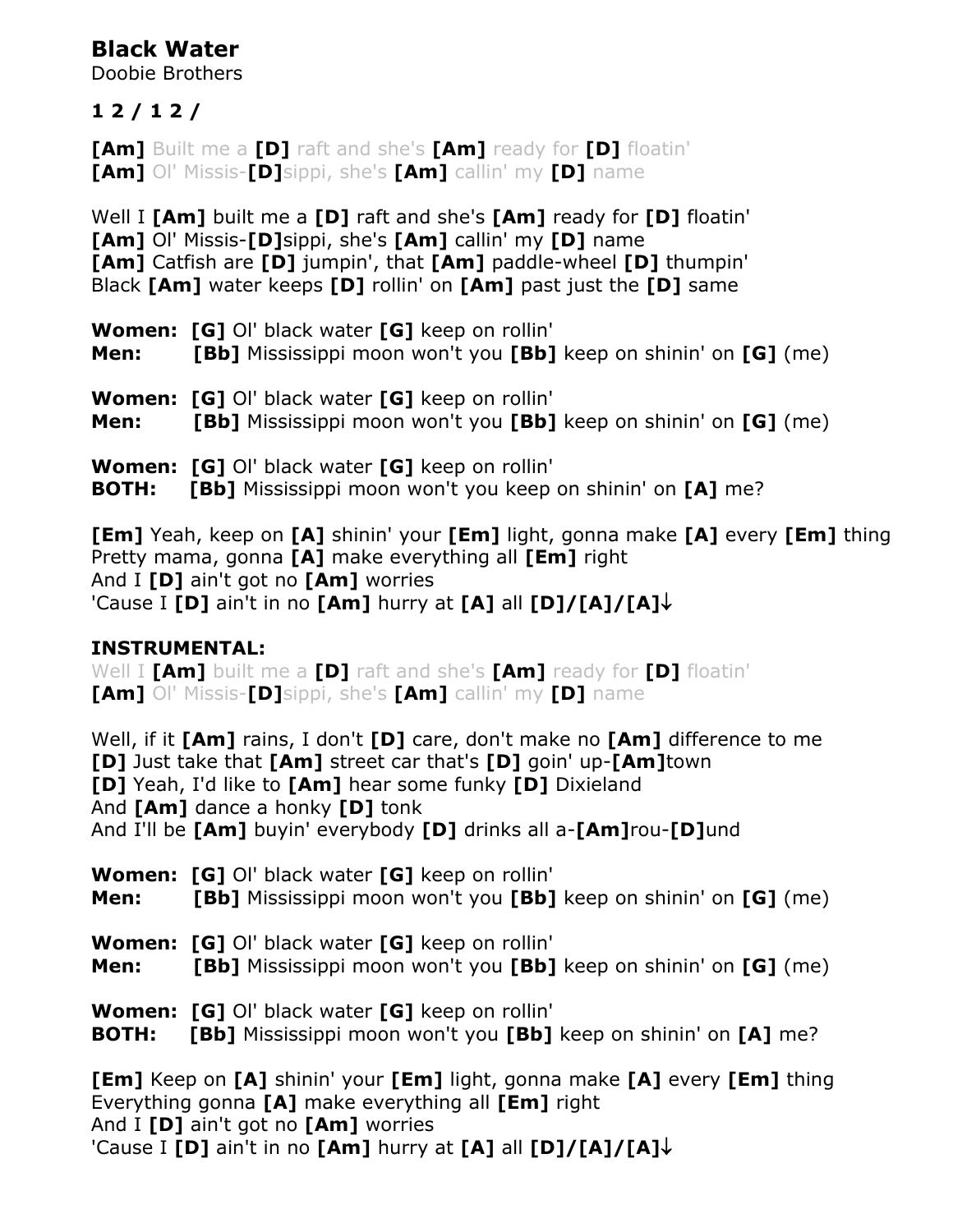# Black Water

Doobie Brothers

**1 2 / 1 2 /**

**[Am]** Built me a **[D]** raft and she's **[Am]** ready for **[D]** floatin'
**[Am]** Ol' Missis-**[D]**sippi, she's **[Am]** callin' my **[D]** name

Well I **[Am]** built me a **[D]** raft and she's **[Am]** ready for **[D]** floatin'
**[Am]** Ol' Missis-**[D]**sippi, she's **[Am]** callin' my **[D]** name
**[Am]** Catfish are **[D]** jumpin', that **[Am]** paddle-wheel **[D]** thumpin'
Black **[Am]** water keeps **[D]** rollin' on **[Am]** past just the **[D]** same

**Women:** **[G]** Ol' black water **[G]** keep on rollin'
**Men:** **[Bb]** Mississippi moon won't you **[Bb]** keep on shinin' on **[G]** (me)

**Women:** **[G]** Ol' black water **[G]** keep on rollin'
**Men:** **[Bb]** Mississippi moon won't you **[Bb]** keep on shinin' on **[G]** (me)

**Women:** **[G]** Ol' black water **[G]** keep on rollin'
**BOTH:** **[Bb]** Mississippi moon won't you keep on shinin' on **[A]** me?

**[Em]** Yeah, keep on **[A]** shinin' your **[Em]** light, gonna make **[A]** every **[Em]** thing
Pretty mama, gonna **[A]** make everything all **[Em]** right
And I **[D]** ain't got no **[Am]** worries
'Cause I **[D]** ain't in no **[Am]** hurry at **[A]** all **[D]/[A]/[A]↓**

**INSTRUMENTAL:**
Well I **[Am]** built me a **[D]** raft and she's **[Am]** ready for **[D]** floatin'
**[Am]** Ol' Missis-**[D]**sippi, she's **[Am]** callin' my **[D]** name

Well, if it **[Am]** rains, I don't **[D]** care, don't make no **[Am]** difference to me
**[D]** Just take that **[Am]** street car that's **[D]** goin' up-**[Am]**town
**[D]** Yeah, I'd like to **[Am]** hear some funky **[D]** Dixieland
And **[Am]** dance a honky **[D]** tonk
And I'll be **[Am]** buyin' everybody **[D]** drinks all a-**[Am]**rou-**[D]**und

**Women:** **[G]** Ol' black water **[G]** keep on rollin'
**Men:** **[Bb]** Mississippi moon won't you **[Bb]** keep on shinin' on **[G]** (me)

**Women:** **[G]** Ol' black water **[G]** keep on rollin'
**Men:** **[Bb]** Mississippi moon won't you **[Bb]** keep on shinin' on **[G]** (me)

**Women:** **[G]** Ol' black water **[G]** keep on rollin'
**BOTH:** **[Bb]** Mississippi moon won't you **[Bb]** keep on shinin' on **[A]** me?

**[Em]** Keep on **[A]** shinin' your **[Em]** light, gonna make **[A]** every **[Em]** thing
Everything gonna **[A]** make everything all **[Em]** right
And I **[D]** ain't got no **[Am]** worries
'Cause I **[D]** ain't in no **[Am]** hurry at **[A]** all **[D]/[A]/[A]↓**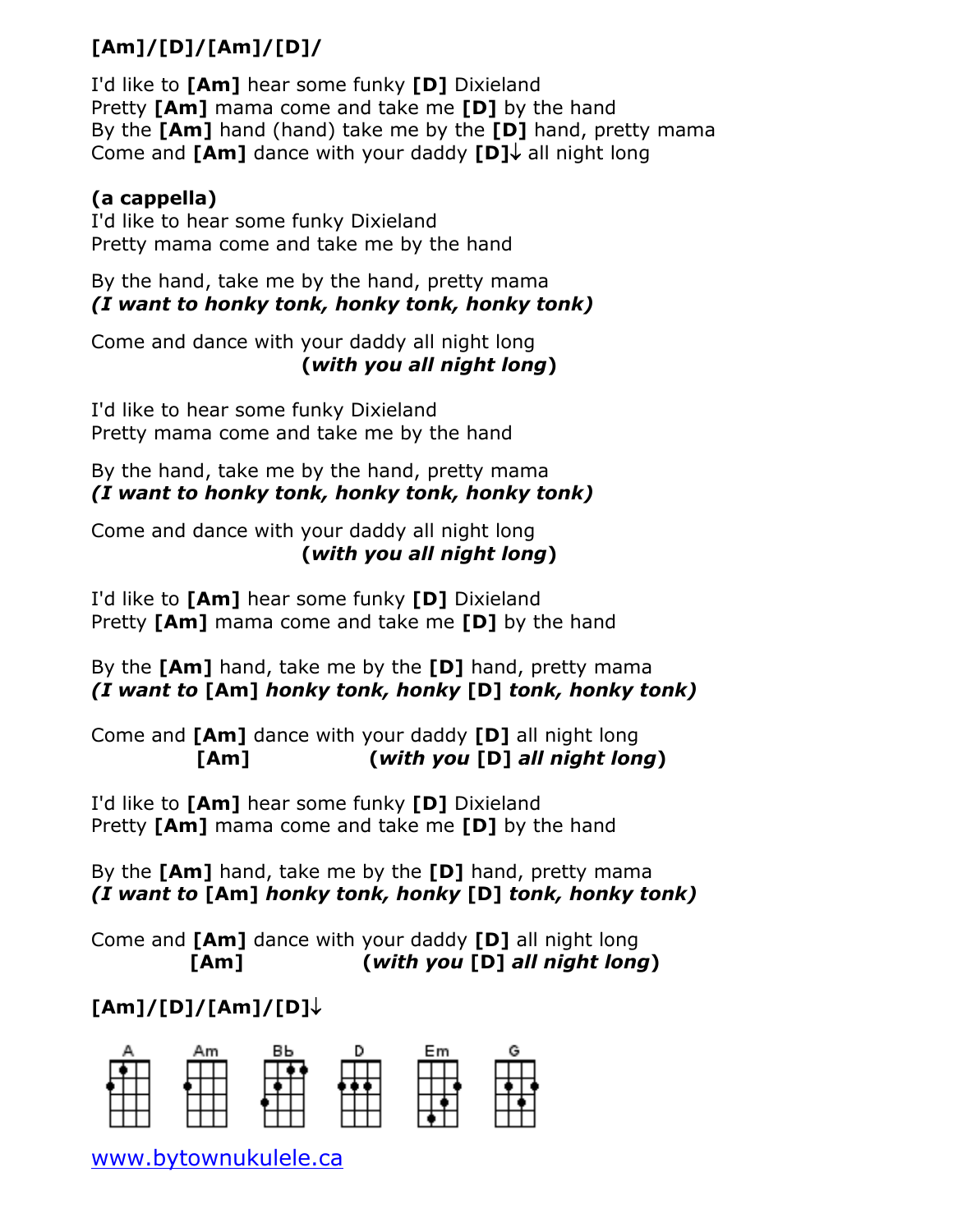**[Am]/[D]/[Am]/[D]/**

I'd like to **[Am]** hear some funky **[D]** Dixieland
Pretty **[Am]** mama come and take me **[D]** by the hand
By the **[Am]** hand (hand) take me by the **[D]** hand, pretty mama
Come and **[Am]** dance with your daddy **[D]**↓ all night long

**(a cappella)**
I'd like to hear some funky Dixieland
Pretty mama come and take me by the hand

By the hand, take me by the hand, pretty mama
***(I want to honky tonk, honky tonk, honky tonk)***

Come and dance with your daddy all night long
**(*with you all night long*)**

I'd like to hear some funky Dixieland
Pretty mama come and take me by the hand

By the hand, take me by the hand, pretty mama
***(I want to honky tonk, honky tonk, honky tonk)***

Come and dance with your daddy all night long
**(*with you all night long*)**

I'd like to **[Am]** hear some funky **[D]** Dixieland
Pretty **[Am]** mama come and take me **[D]** by the hand

By the **[Am]** hand, take me by the **[D]** hand, pretty mama
***(I want to* [Am] *honky tonk, honky* [D] *tonk, honky tonk)***

Come and **[Am]** dance with your daddy **[D]** all night long
**[Am]** **(*with you* [D] *all night long*)**

I'd like to **[Am]** hear some funky **[D]** Dixieland
Pretty **[Am]** mama come and take me **[D]** by the hand

By the **[Am]** hand, take me by the **[D]** hand, pretty mama
***(I want to* [Am] *honky tonk, honky* [D] *tonk, honky tonk)***

Come and **[Am]** dance with your daddy **[D]** all night long
**[Am]** **(*with you* [D] *all night long*)**

**[Am]/[D]/[Am]/[D]↓**

A Am Bb D Em G

www.bytownukulele.ca